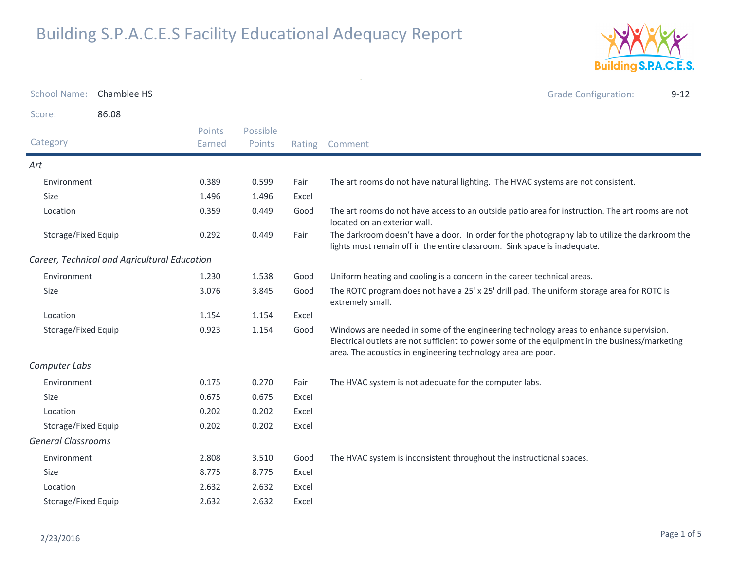# Building S.P.A.C.E.S Facility Educational Adequacy Report

School Name: Chamblee HS

Grade Configuration: 9-12

Score: 86.08

| Category | Points Earned | Possible Points | Rating | Comment |
|---|---|---|---|---|
| *Art* | | | | |
| Environment | 0.389 | 0.599 | Fair | The art rooms do not have natural lighting. The HVAC systems are not consistent. |
| Size | 1.496 | 1.496 | Excel | |
| Location | 0.359 | 0.449 | Good | The art rooms do not have access to an outside patio area for instruction. The art rooms are not located on an exterior wall. |
| Storage/Fixed Equip | 0.292 | 0.449 | Fair | The darkroom doesn't have a door. In order for the photography lab to utilize the darkroom the lights must remain off in the entire classroom. Sink space is inadequate. |
| *Career, Technical and Agricultural Education* | | | | |
| Environment | 1.230 | 1.538 | Good | Uniform heating and cooling is a concern in the career technical areas. |
| Size | 3.076 | 3.845 | Good | The ROTC program does not have a 25' x 25' drill pad. The uniform storage area for ROTC is extremely small. |
| Location | 1.154 | 1.154 | Excel | |
| Storage/Fixed Equip | 0.923 | 1.154 | Good | Windows are needed in some of the engineering technology areas to enhance supervision. Electrical outlets are not sufficient to power some of the equipment in the business/marketing area. The acoustics in engineering technology area are poor. |
| *Computer Labs* | | | | |
| Environment | 0.175 | 0.270 | Fair | The HVAC system is not adequate for the computer labs. |
| Size | 0.675 | 0.675 | Excel | |
| Location | 0.202 | 0.202 | Excel | |
| Storage/Fixed Equip | 0.202 | 0.202 | Excel | |
| *General Classrooms* | | | | |
| Environment | 2.808 | 3.510 | Good | The HVAC system is inconsistent throughout the instructional spaces. |
| Size | 8.775 | 8.775 | Excel | |
| Location | 2.632 | 2.632 | Excel | |
| Storage/Fixed Equip | 2.632 | 2.632 | Excel | |

2/23/2016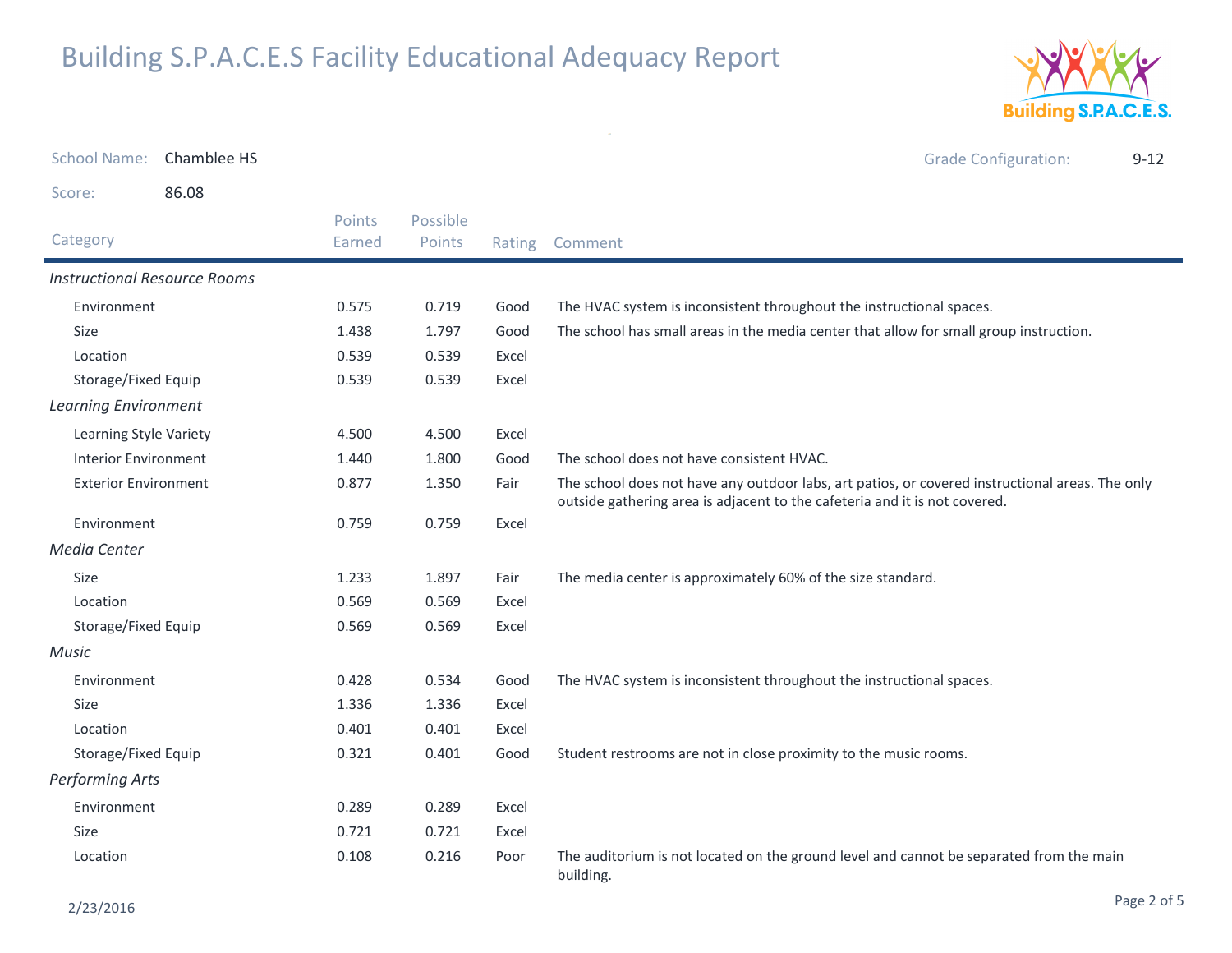# Building S.P.A.C.E.S Facility Educational Adequacy Report

School Name: Chamblee HS

Grade Configuration: 9-12

Score: 86.08

| Category | Points Earned | Possible Points | Rating | Comment |
|---|---|---|---|---|
| *Instructional Resource Rooms* | | | | |
| Environment | 0.575 | 0.719 | Good | The HVAC system is inconsistent throughout the instructional spaces. |
| Size | 1.438 | 1.797 | Good | The school has small areas in the media center that allow for small group instruction. |
| Location | 0.539 | 0.539 | Excel | |
| Storage/Fixed Equip | 0.539 | 0.539 | Excel | |
| *Learning Environment* | | | | |
| Learning Style Variety | 4.500 | 4.500 | Excel | |
| Interior Environment | 1.440 | 1.800 | Good | The school does not have consistent HVAC. |
| Exterior Environment | 0.877 | 1.350 | Fair | The school does not have any outdoor labs, art patios, or covered instructional areas. The only outside gathering area is adjacent to the cafeteria and it is not covered. |
| Environment | 0.759 | 0.759 | Excel | |
| *Media Center* | | | | |
| Size | 1.233 | 1.897 | Fair | The media center is approximately 60% of the size standard. |
| Location | 0.569 | 0.569 | Excel | |
| Storage/Fixed Equip | 0.569 | 0.569 | Excel | |
| *Music* | | | | |
| Environment | 0.428 | 0.534 | Good | The HVAC system is inconsistent throughout the instructional spaces. |
| Size | 1.336 | 1.336 | Excel | |
| Location | 0.401 | 0.401 | Excel | |
| Storage/Fixed Equip | 0.321 | 0.401 | Good | Student restrooms are not in close proximity to the music rooms. |
| *Performing Arts* | | | | |
| Environment | 0.289 | 0.289 | Excel | |
| Size | 0.721 | 0.721 | Excel | |
| Location | 0.108 | 0.216 | Poor | The auditorium is not located on the ground level and cannot be separated from the main building. |

2/23/2016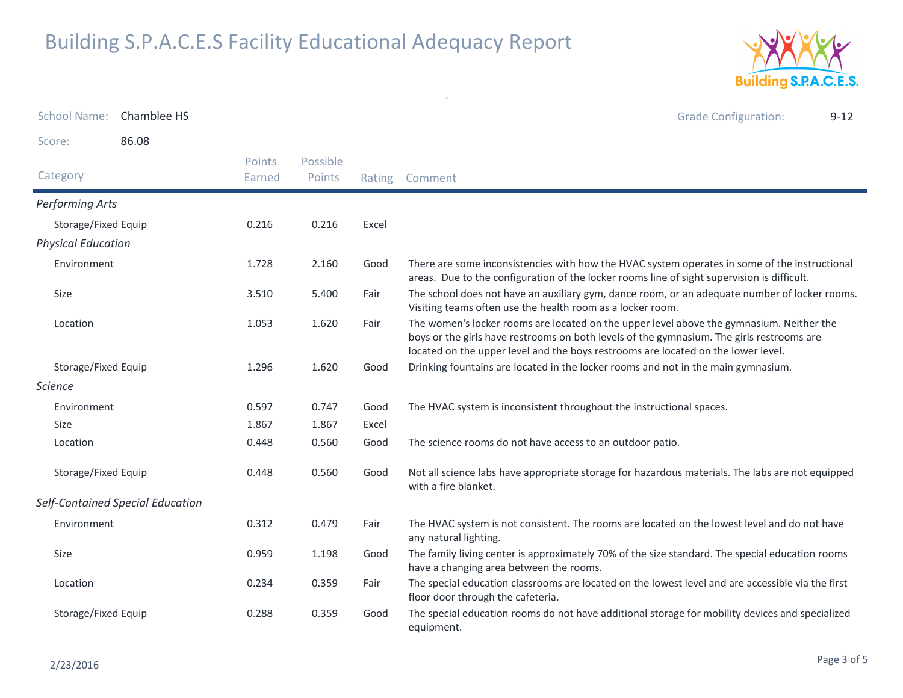# Building S.P.A.C.E.S Facility Educational Adequacy Report

School Name: Chamblee HS

Grade Configuration: 9-12

Score: 86.08

| Category | Points Earned | Possible Points | Rating | Comment |
|---|---|---|---|---|
| *Performing Arts* | | | | |
| Storage/Fixed Equip | 0.216 | 0.216 | Excel | |
| *Physical Education* | | | | |
| Environment | 1.728 | 2.160 | Good | There are some inconsistencies with how the HVAC system operates in some of the instructional areas. Due to the configuration of the locker rooms line of sight supervision is difficult. |
| Size | 3.510 | 5.400 | Fair | The school does not have an auxiliary gym, dance room, or an adequate number of locker rooms. Visiting teams often use the health room as a locker room. |
| Location | 1.053 | 1.620 | Fair | The women's locker rooms are located on the upper level above the gymnasium. Neither the boys or the girls have restrooms on both levels of the gymnasium. The girls restrooms are located on the upper level and the boys restrooms are located on the lower level. |
| Storage/Fixed Equip | 1.296 | 1.620 | Good | Drinking fountains are located in the locker rooms and not in the main gymnasium. |
| *Science* | | | | |
| Environment | 0.597 | 0.747 | Good | The HVAC system is inconsistent throughout the instructional spaces. |
| Size | 1.867 | 1.867 | Excel | |
| Location | 0.448 | 0.560 | Good | The science rooms do not have access to an outdoor patio. |
| Storage/Fixed Equip | 0.448 | 0.560 | Good | Not all science labs have appropriate storage for hazardous materials. The labs are not equipped with a fire blanket. |
| *Self-Contained Special Education* | | | | |
| Environment | 0.312 | 0.479 | Fair | The HVAC system is not consistent. The rooms are located on the lowest level and do not have any natural lighting. |
| Size | 0.959 | 1.198 | Good | The family living center is approximately 70% of the size standard. The special education rooms have a changing area between the rooms. |
| Location | 0.234 | 0.359 | Fair | The special education classrooms are located on the lowest level and are accessible via the first floor door through the cafeteria. |
| Storage/Fixed Equip | 0.288 | 0.359 | Good | The special education rooms do not have additional storage for mobility devices and specialized equipment. |

2/23/2016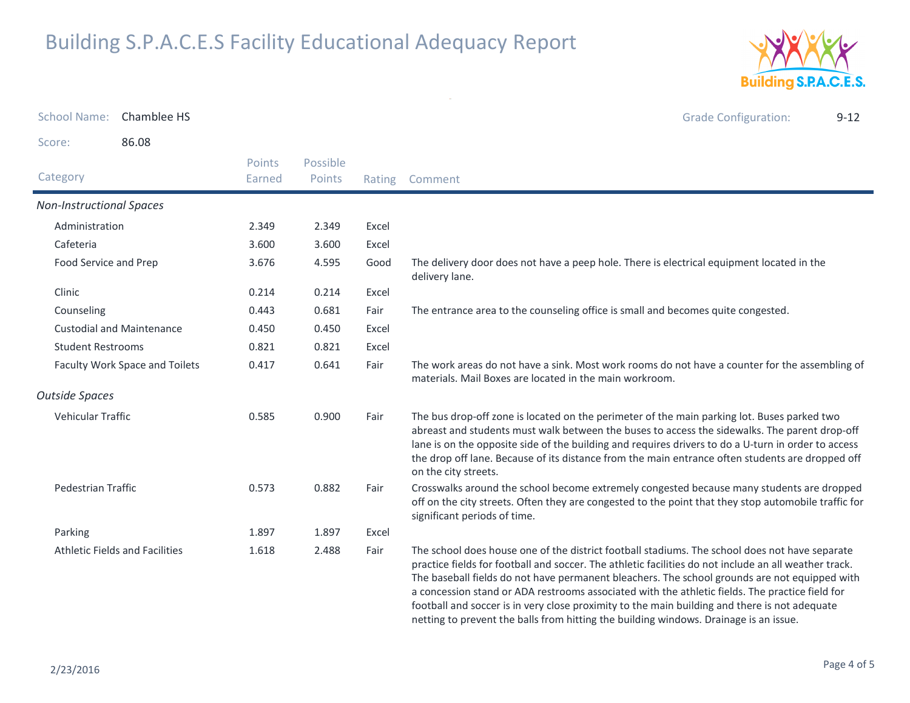# Building S.P.A.C.E.S Facility Educational Adequacy Report

School Name: Chamblee HS

Grade Configuration: 9-12

Score: 86.08

| Category | Points Earned | Possible Points | Rating | Comment |
|---|---|---|---|---|
| *Non-Instructional Spaces* | | | | |
| Administration | 2.349 | 2.349 | Excel | |
| Cafeteria | 3.600 | 3.600 | Excel | |
| Food Service and Prep | 3.676 | 4.595 | Good | The delivery door does not have a peep hole. There is electrical equipment located in the delivery lane. |
| Clinic | 0.214 | 0.214 | Excel | |
| Counseling | 0.443 | 0.681 | Fair | The entrance area to the counseling office is small and becomes quite congested. |
| Custodial and Maintenance | 0.450 | 0.450 | Excel | |
| Student Restrooms | 0.821 | 0.821 | Excel | |
| Faculty Work Space and Toilets | 0.417 | 0.641 | Fair | The work areas do not have a sink. Most work rooms do not have a counter for the assembling of materials. Mail Boxes are located in the main workroom. |
| *Outside Spaces* | | | | |
| Vehicular Traffic | 0.585 | 0.900 | Fair | The bus drop-off zone is located on the perimeter of the main parking lot. Buses parked two abreast and students must walk between the buses to access the sidewalks. The parent drop-off lane is on the opposite side of the building and requires drivers to do a U-turn in order to access the drop off lane. Because of its distance from the main entrance often students are dropped off on the city streets. |
| Pedestrian Traffic | 0.573 | 0.882 | Fair | Crosswalks around the school become extremely congested because many students are dropped off on the city streets. Often they are congested to the point that they stop automobile traffic for significant periods of time. |
| Parking | 1.897 | 1.897 | Excel | |
| Athletic Fields and Facilities | 1.618 | 2.488 | Fair | The school does house one of the district football stadiums. The school does not have separate practice fields for football and soccer. The athletic facilities do not include an all weather track. The baseball fields do not have permanent bleachers. The school grounds are not equipped with a concession stand or ADA restrooms associated with the athletic fields. The practice field for football and soccer is in very close proximity to the main building and there is not adequate netting to prevent the balls from hitting the building windows. Drainage is an issue. |

2/23/2016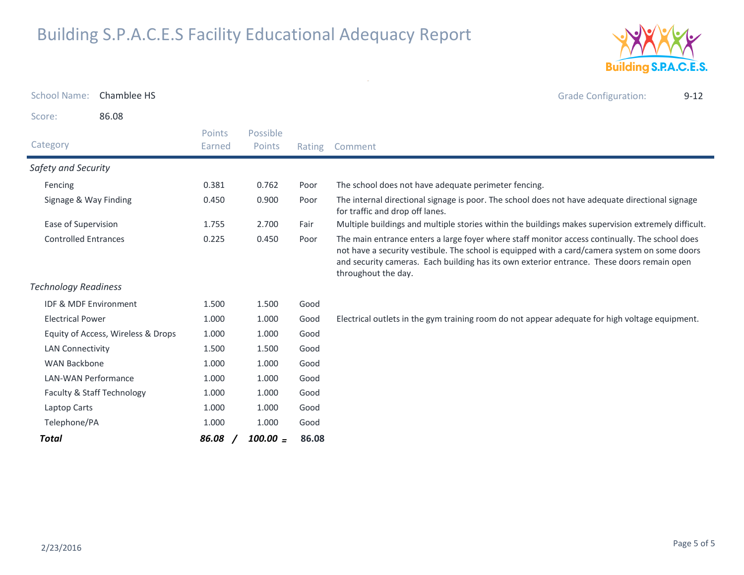# Building S.P.A.C.E.S Facility Educational Adequacy Report

School Name: Chamblee HS

Grade Configuration: 9-12

Score: 86.08

| Category | Points Earned | Possible Points | Rating | Comment |
|---|---|---|---|---|
| *Safety and Security* | | | | |
| Fencing | 0.381 | 0.762 | Poor | The school does not have adequate perimeter fencing. |
| Signage & Way Finding | 0.450 | 0.900 | Poor | The internal directional signage is poor. The school does not have adequate directional signage for traffic and drop off lanes. |
| Ease of Supervision | 1.755 | 2.700 | Fair | Multiple buildings and multiple stories within the buildings makes supervision extremely difficult. |
| Controlled Entrances | 0.225 | 0.450 | Poor | The main entrance enters a large foyer where staff monitor access continually. The school does not have a security vestibule. The school is equipped with a card/camera system on some doors and security cameras. Each building has its own exterior entrance. These doors remain open throughout the day. |
| *Technology Readiness* | | | | |
| IDF & MDF Environment | 1.500 | 1.500 | Good | |
| Electrical Power | 1.000 | 1.000 | Good | Electrical outlets in the gym training room do not appear adequate for high voltage equipment. |
| Equity of Access, Wireless & Drops | 1.000 | 1.000 | Good | |
| LAN Connectivity | 1.500 | 1.500 | Good | |
| WAN Backbone | 1.000 | 1.000 | Good | |
| LAN-WAN Performance | 1.000 | 1.000 | Good | |
| Faculty & Staff Technology | 1.000 | 1.000 | Good | |
| Laptop Carts | 1.000 | 1.000 | Good | |
| Telephone/PA | 1.000 | 1.000 | Good | |
| ***Total*** | ***86.08 /*** | ***100.00 =*** | **86.08** | |

2/23/2016